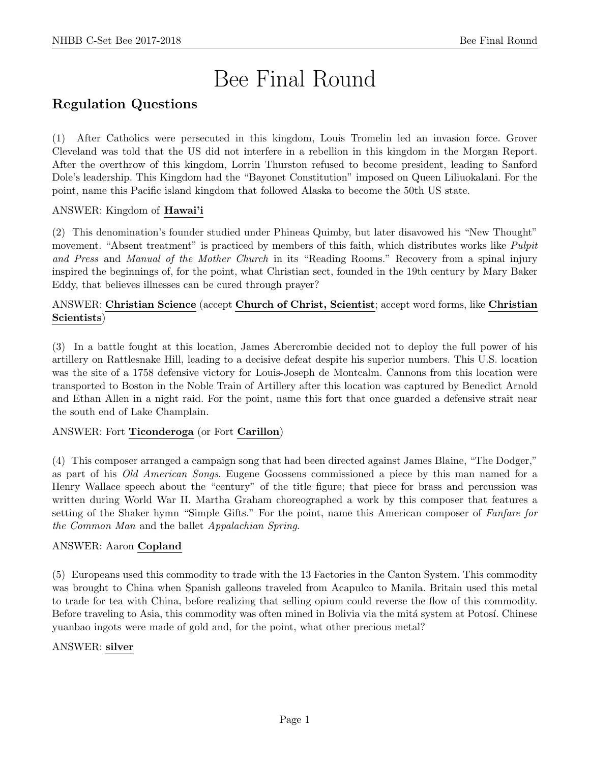# Bee Final Round

## Regulation Questions

(1) After Catholics were persecuted in this kingdom, Louis Tromelin led an invasion force. Grover Cleveland was told that the US did not interfere in a rebellion in this kingdom in the Morgan Report. After the overthrow of this kingdom, Lorrin Thurston refused to become president, leading to Sanford Dole's leadership. This Kingdom had the "Bayonet Constitution" imposed on Queen Liliuokalani. For the point, name this Pacific island kingdom that followed Alaska to become the 50th US state.

ANSWER: Kingdom of **Hawai'i**

(2) This denomination's founder studied under Phineas Quimby, but later disavowed his "New Thought" movement. "Absent treatment" is practiced by members of this faith, which distributes works like *Pulpit and Press* and *Manual of the Mother Church* in its "Reading Rooms." Recovery from a spinal injury inspired the beginnings of, for the point, what Christian sect, founded in the 19th century by Mary Baker Eddy, that believes illnesses can be cured through prayer?

ANSWER: **Christian Science** (accept **Church of Christ, Scientist**; accept word forms, like **Christian Scientists**)

(3) In a battle fought at this location, James Abercrombie decided not to deploy the full power of his artillery on Rattlesnake Hill, leading to a decisive defeat despite his superior numbers. This U.S. location was the site of a 1758 defensive victory for Louis-Joseph de Montcalm. Cannons from this location were transported to Boston in the Noble Train of Artillery after this location was captured by Benedict Arnold and Ethan Allen in a night raid. For the point, name this fort that once guarded a defensive strait near the south end of Lake Champlain.

ANSWER: Fort **Ticonderoga** (or Fort **Carillon**)

(4) This composer arranged a campaign song that had been directed against James Blaine, "The Dodger," as part of his *Old American Songs*. Eugene Goossens commissioned a piece by this man named for a Henry Wallace speech about the "century" of the title figure; that piece for brass and percussion was written during World War II. Martha Graham choreographed a work by this composer that features a setting of the Shaker hymn "Simple Gifts." For the point, name this American composer of *Fanfare for the Common Man* and the ballet *Appalachian Spring*.

ANSWER: Aaron **Copland**

(5) Europeans used this commodity to trade with the 13 Factories in the Canton System. This commodity was brought to China when Spanish galleons traveled from Acapulco to Manila. Britain used this metal to trade for tea with China, before realizing that selling opium could reverse the flow of this commodity. Before traveling to Asia, this commodity was often mined in Bolivia via the mitá system at Potosí. Chinese yuanbao ingots were made of gold and, for the point, what other precious metal?

ANSWER: **silver**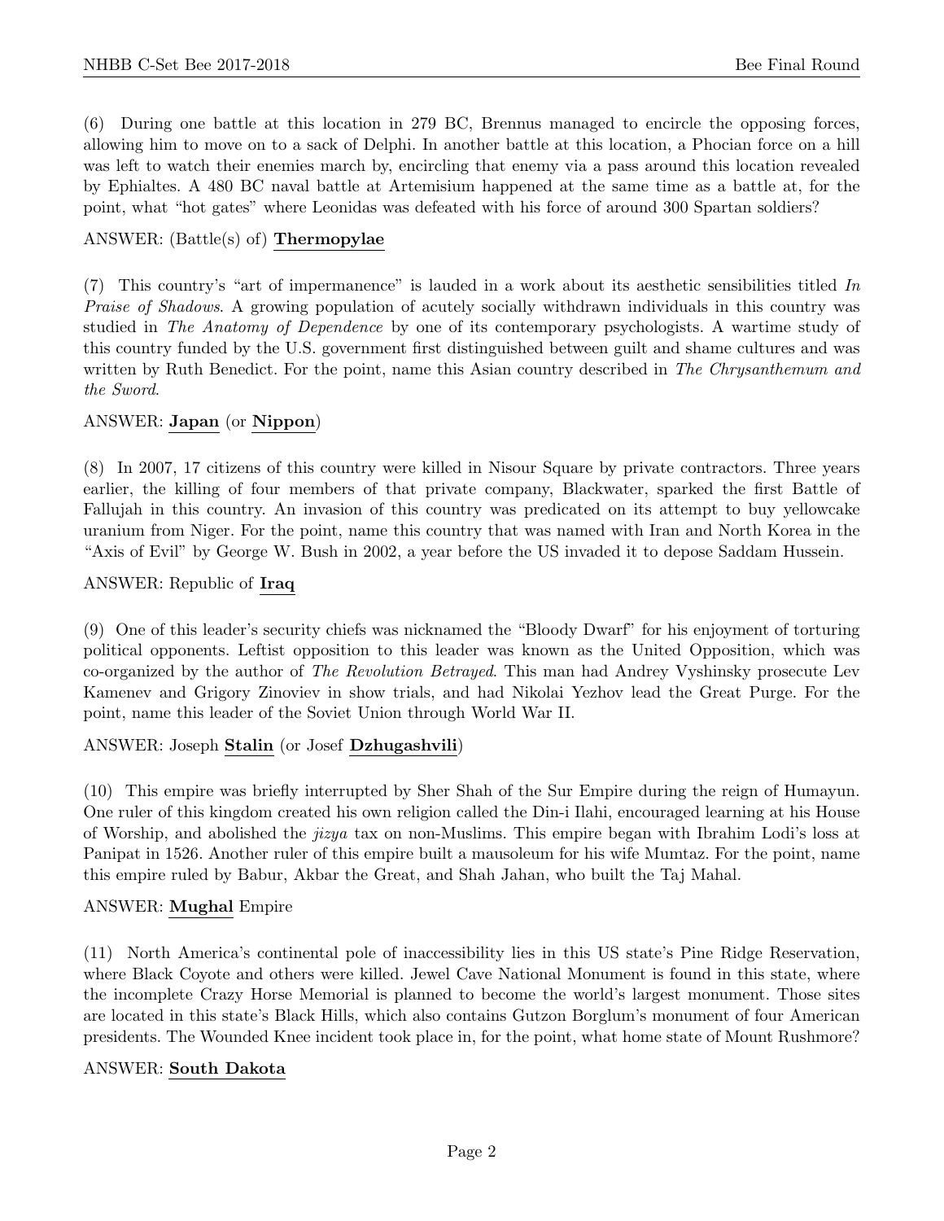(6) During one battle at this location in 279 BC, Brennus managed to encircle the opposing forces, allowing him to move on to a sack of Delphi. In another battle at this location, a Phocian force on a hill was left to watch their enemies march by, encircling that enemy via a pass around this location revealed by Ephialtes. A 480 BC naval battle at Artemisium happened at the same time as a battle at, for the point, what "hot gates" where Leonidas was defeated with his force of around 300 Spartan soldiers?

ANSWER: (Battle(s) of) **Thermopylae**

(7) This country's "art of impermanence" is lauded in a work about its aesthetic sensibilities titled *In Praise of Shadows*. A growing population of acutely socially withdrawn individuals in this country was studied in *The Anatomy of Dependence* by one of its contemporary psychologists. A wartime study of this country funded by the U.S. government first distinguished between guilt and shame cultures and was written by Ruth Benedict. For the point, name this Asian country described in *The Chrysanthemum and the Sword*.

ANSWER: **Japan** (or **Nippon**)

(8) In 2007, 17 citizens of this country were killed in Nisour Square by private contractors. Three years earlier, the killing of four members of that private company, Blackwater, sparked the first Battle of Fallujah in this country. An invasion of this country was predicated on its attempt to buy yellowcake uranium from Niger. For the point, name this country that was named with Iran and North Korea in the "Axis of Evil" by George W. Bush in 2002, a year before the US invaded it to depose Saddam Hussein.

ANSWER: Republic of **Iraq**

(9) One of this leader's security chiefs was nicknamed the "Bloody Dwarf" for his enjoyment of torturing political opponents. Leftist opposition to this leader was known as the United Opposition, which was co-organized by the author of *The Revolution Betrayed*. This man had Andrey Vyshinsky prosecute Lev Kamenev and Grigory Zinoviev in show trials, and had Nikolai Yezhov lead the Great Purge. For the point, name this leader of the Soviet Union through World War II.

ANSWER: Joseph **Stalin** (or Josef **Dzhugashvili**)

(10) This empire was briefly interrupted by Sher Shah of the Sur Empire during the reign of Humayun. One ruler of this kingdom created his own religion called the Din-i Ilahi, encouraged learning at his House of Worship, and abolished the *jizya* tax on non-Muslims. This empire began with Ibrahim Lodi's loss at Panipat in 1526. Another ruler of this empire built a mausoleum for his wife Mumtaz. For the point, name this empire ruled by Babur, Akbar the Great, and Shah Jahan, who built the Taj Mahal.

ANSWER: **Mughal** Empire

(11) North America's continental pole of inaccessibility lies in this US state's Pine Ridge Reservation, where Black Coyote and others were killed. Jewel Cave National Monument is found in this state, where the incomplete Crazy Horse Memorial is planned to become the world's largest monument. Those sites are located in this state's Black Hills, which also contains Gutzon Borglum's monument of four American presidents. The Wounded Knee incident took place in, for the point, what home state of Mount Rushmore?

ANSWER: **South Dakota**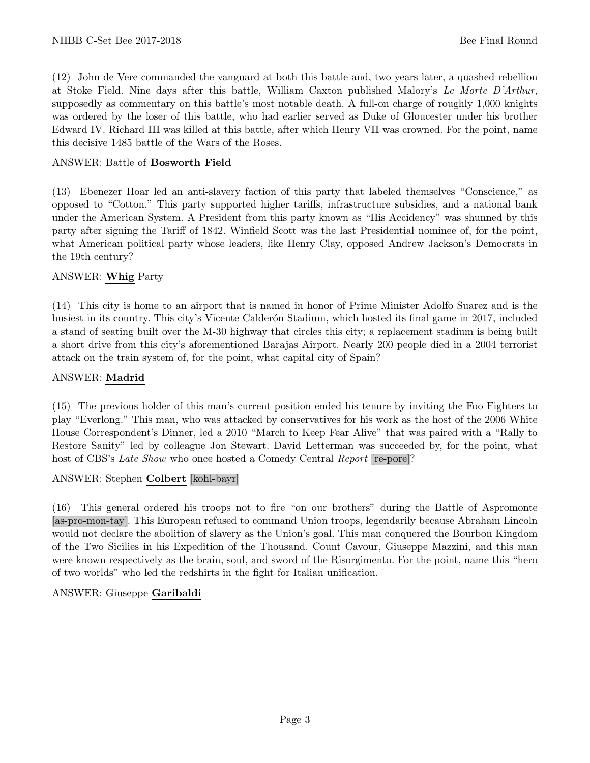(12) John de Vere commanded the vanguard at both this battle and, two years later, a quashed rebellion at Stoke Field. Nine days after this battle, William Caxton published Malory's *Le Morte D'Arthur*, supposedly as commentary on this battle's most notable death. A full-on charge of roughly 1,000 knights was ordered by the loser of this battle, who had earlier served as Duke of Gloucester under his brother Edward IV. Richard III was killed at this battle, after which Henry VII was crowned. For the point, name this decisive 1485 battle of the Wars of the Roses.

ANSWER: Battle of **<u>Bosworth Field</u>**

(13) Ebenezer Hoar led an anti-slavery faction of this party that labeled themselves "Conscience," as opposed to "Cotton." This party supported higher tariffs, infrastructure subsidies, and a national bank under the American System. A President from this party known as "His Accidency" was shunned by this party after signing the Tariff of 1842. Winfield Scott was the last Presidential nominee of, for the point, what American political party whose leaders, like Henry Clay, opposed Andrew Jackson's Democrats in the 19th century?

ANSWER: **<u>Whig</u>** Party

(14) This city is home to an airport that is named in honor of Prime Minister Adolfo Suarez and is the busiest in its country. This city's Vicente Calderón Stadium, which hosted its final game in 2017, included a stand of seating built over the M-30 highway that circles this city; a replacement stadium is being built a short drive from this city's aforementioned Barajas Airport. Nearly 200 people died in a 2004 terrorist attack on the train system of, for the point, what capital city of Spain?

ANSWER: **<u>Madrid</u>**

(15) The previous holder of this man's current position ended his tenure by inviting the Foo Fighters to play "Everlong." This man, who was attacked by conservatives for his work as the host of the 2006 White House Correspondent's Dinner, led a 2010 "March to Keep Fear Alive" that was paired with a "Rally to Restore Sanity" led by colleague Jon Stewart. David Letterman was succeeded by, for the point, what host of CBS's *Late Show* who once hosted a Comedy Central *Report* [re-pore]?

ANSWER: Stephen **<u>Colbert</u>** [kohl-bayr]

(16) This general ordered his troops not to fire "on our brothers" during the Battle of Aspromonte [as-pro-mon-tay]. This European refused to command Union troops, legendarily because Abraham Lincoln would not declare the abolition of slavery as the Union's goal. This man conquered the Bourbon Kingdom of the Two Sicilies in his Expedition of the Thousand. Count Cavour, Giuseppe Mazzini, and this man were known respectively as the brain, soul, and sword of the Risorgimento. For the point, name this "hero of two worlds" who led the redshirts in the fight for Italian unification.

ANSWER: Giuseppe **<u>Garibaldi</u>**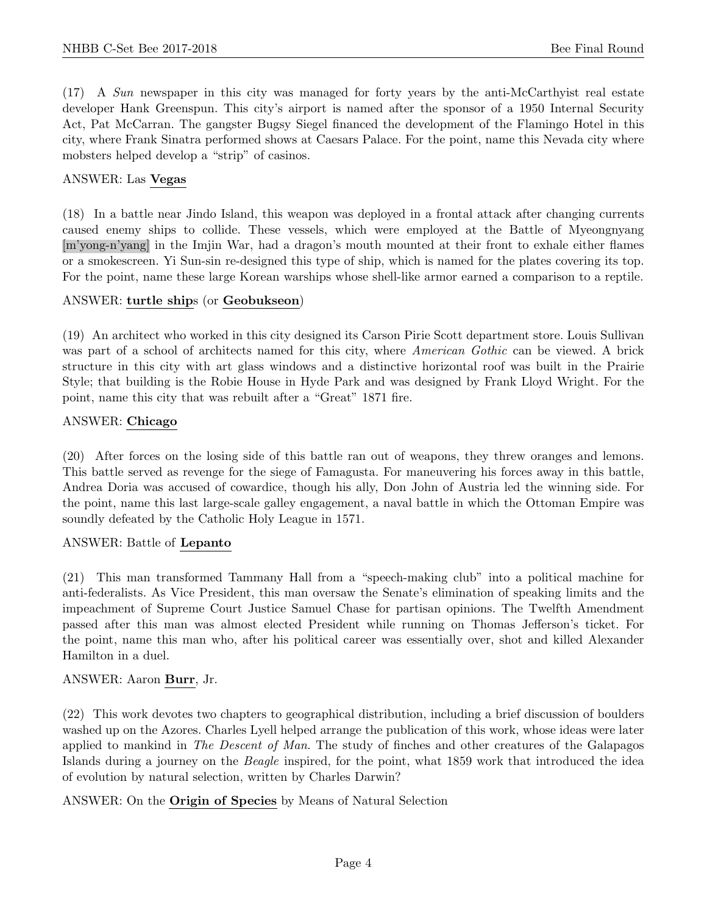(17) A *Sun* newspaper in this city was managed for forty years by the anti-McCarthyist real estate developer Hank Greenspun. This city's airport is named after the sponsor of a 1950 Internal Security Act, Pat McCarran. The gangster Bugsy Siegel financed the development of the Flamingo Hotel in this city, where Frank Sinatra performed shows at Caesars Palace. For the point, name this Nevada city where mobsters helped develop a "strip" of casinos.

ANSWER: Las **Vegas**

(18) In a battle near Jindo Island, this weapon was deployed in a frontal attack after changing currents caused enemy ships to collide. These vessels, which were employed at the Battle of Myeongnyang [m'yong-n'yang] in the Imjin War, had a dragon's mouth mounted at their front to exhale either flames or a smokescreen. Yi Sun-sin re-designed this type of ship, which is named for the plates covering its top. For the point, name these large Korean warships whose shell-like armor earned a comparison to a reptile.

ANSWER: **turtle ship**s (or **Geobukseon**)

(19) An architect who worked in this city designed its Carson Pirie Scott department store. Louis Sullivan was part of a school of architects named for this city, where *American Gothic* can be viewed. A brick structure in this city with art glass windows and a distinctive horizontal roof was built in the Prairie Style; that building is the Robie House in Hyde Park and was designed by Frank Lloyd Wright. For the point, name this city that was rebuilt after a "Great" 1871 fire.

ANSWER: **Chicago**

(20) After forces on the losing side of this battle ran out of weapons, they threw oranges and lemons. This battle served as revenge for the siege of Famagusta. For maneuvering his forces away in this battle, Andrea Doria was accused of cowardice, though his ally, Don John of Austria led the winning side. For the point, name this last large-scale galley engagement, a naval battle in which the Ottoman Empire was soundly defeated by the Catholic Holy League in 1571.

ANSWER: Battle of **Lepanto**

(21) This man transformed Tammany Hall from a "speech-making club" into a political machine for anti-federalists. As Vice President, this man oversaw the Senate's elimination of speaking limits and the impeachment of Supreme Court Justice Samuel Chase for partisan opinions. The Twelfth Amendment passed after this man was almost elected President while running on Thomas Jefferson's ticket. For the point, name this man who, after his political career was essentially over, shot and killed Alexander Hamilton in a duel.

ANSWER: Aaron **Burr**, Jr.

(22) This work devotes two chapters to geographical distribution, including a brief discussion of boulders washed up on the Azores. Charles Lyell helped arrange the publication of this work, whose ideas were later applied to mankind in *The Descent of Man*. The study of finches and other creatures of the Galapagos Islands during a journey on the *Beagle* inspired, for the point, what 1859 work that introduced the idea of evolution by natural selection, written by Charles Darwin?

ANSWER: On the **Origin of Species** by Means of Natural Selection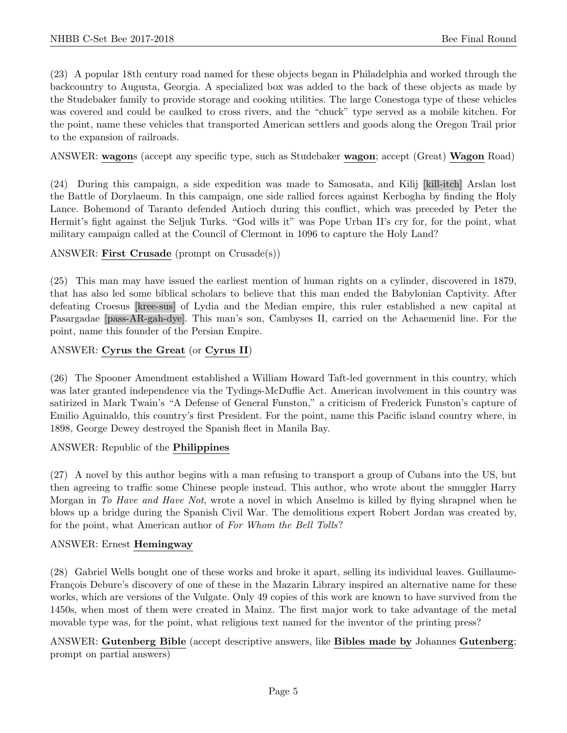(23) A popular 18th century road named for these objects began in Philadelphia and worked through the backcountry to Augusta, Georgia. A specialized box was added to the back of these objects as made by the Studebaker family to provide storage and cooking utilities. The large Conestoga type of these vehicles was covered and could be caulked to cross rivers, and the "chuck" type served as a mobile kitchen. For the point, name these vehicles that transported American settlers and goods along the Oregon Trail prior to the expansion of railroads.

ANSWER: **wagon**s (accept any specific type, such as Studebaker **wagon**; accept (Great) **Wagon** Road)

(24) During this campaign, a side expedition was made to Samosata, and Kilij [kill-itch] Arslan lost the Battle of Dorylaeum. In this campaign, one side rallied forces against Kerbogha by finding the Holy Lance. Bohemond of Taranto defended Antioch during this conflict, which was preceded by Peter the Hermit's fight against the Seljuk Turks. "God wills it" was Pope Urban II's cry for, for the point, what military campaign called at the Council of Clermont in 1096 to capture the Holy Land?

ANSWER: **First Crusade** (prompt on Crusade(s))

(25) This man may have issued the earliest mention of human rights on a cylinder, discovered in 1879, that has also led some biblical scholars to believe that this man ended the Babylonian Captivity. After defeating Croesus [kree-sus] of Lydia and the Median empire, this ruler established a new capital at Pasargadae [pass-AR-gah-dye]. This man's son, Cambyses II, carried on the Achaemenid line. For the point, name this founder of the Persian Empire.

ANSWER: **Cyrus the Great** (or **Cyrus II**)

(26) The Spooner Amendment established a William Howard Taft-led government in this country, which was later granted independence via the Tydings-McDuffie Act. American involvement in this country was satirized in Mark Twain's "A Defense of General Funston," a criticism of Frederick Funston's capture of Emilio Aguinaldo, this country's first President. For the point, name this Pacific island country where, in 1898, George Dewey destroyed the Spanish fleet in Manila Bay.

ANSWER: Republic of the **Philippines**

(27) A novel by this author begins with a man refusing to transport a group of Cubans into the US, but then agreeing to traffic some Chinese people instead. This author, who wrote about the smuggler Harry Morgan in *To Have and Have Not*, wrote a novel in which Anselmo is killed by flying shrapnel when he blows up a bridge during the Spanish Civil War. The demolitions expert Robert Jordan was created by, for the point, what American author of *For Whom the Bell Tolls*?

ANSWER: Ernest **Hemingway**

(28) Gabriel Wells bought one of these works and broke it apart, selling its individual leaves. Guillaume-François Debure's discovery of one of these in the Mazarin Library inspired an alternative name for these works, which are versions of the Vulgate. Only 49 copies of this work are known to have survived from the 1450s, when most of them were created in Mainz. The first major work to take advantage of the metal movable type was, for the point, what religious text named for the inventor of the printing press?

ANSWER: **Gutenberg Bible** (accept descriptive answers, like **Bibles made by** Johannes **Gutenberg**; prompt on partial answers)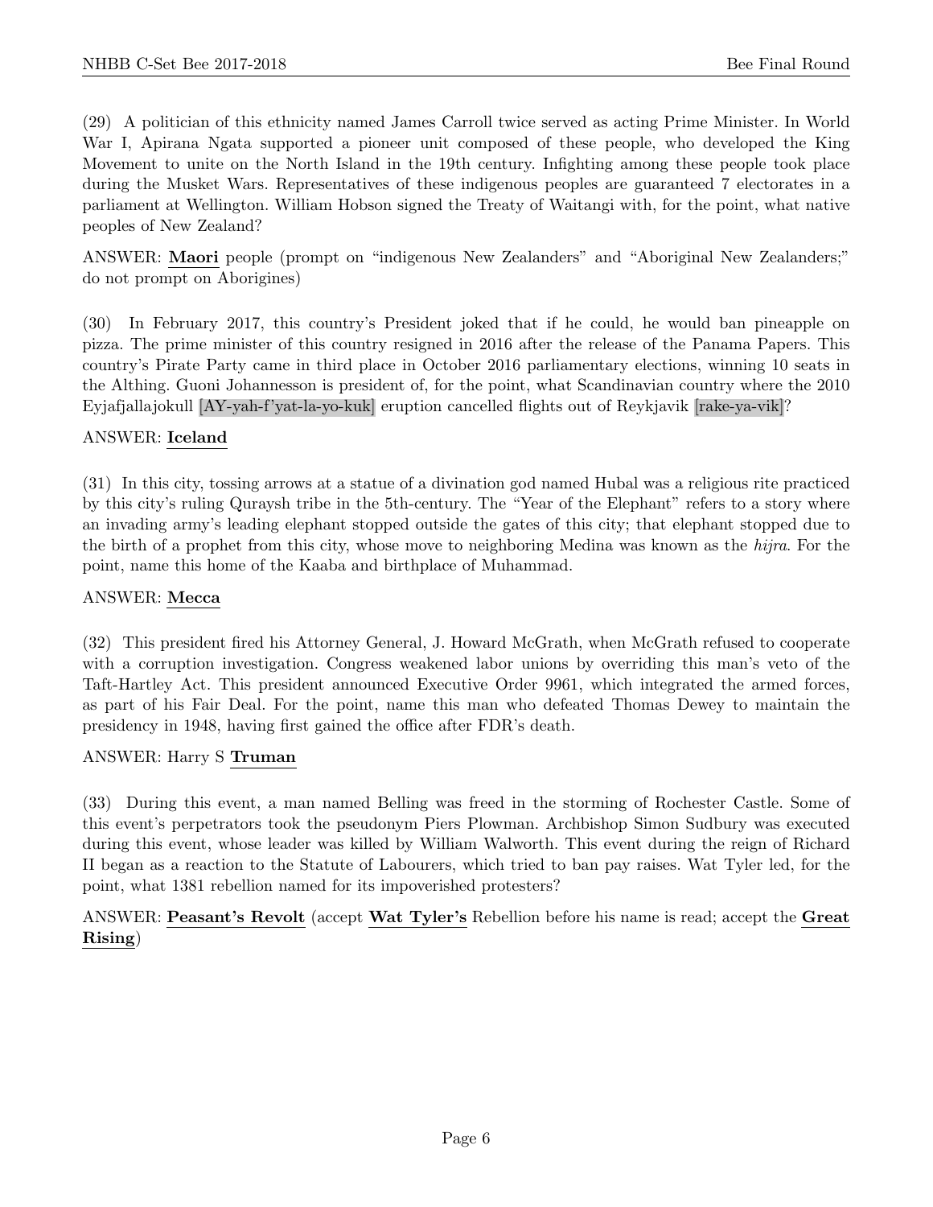(29) A politician of this ethnicity named James Carroll twice served as acting Prime Minister. In World War I, Apirana Ngata supported a pioneer unit composed of these people, who developed the King Movement to unite on the North Island in the 19th century. Infighting among these people took place during the Musket Wars. Representatives of these indigenous peoples are guaranteed 7 electorates in a parliament at Wellington. William Hobson signed the Treaty of Waitangi with, for the point, what native peoples of New Zealand?

ANSWER: **Maori** people (prompt on "indigenous New Zealanders" and "Aboriginal New Zealanders;" do not prompt on Aborigines)

(30) In February 2017, this country's President joked that if he could, he would ban pineapple on pizza. The prime minister of this country resigned in 2016 after the release of the Panama Papers. This country's Pirate Party came in third place in October 2016 parliamentary elections, winning 10 seats in the Althing. Guoni Johannesson is president of, for the point, what Scandinavian country where the 2010 Eyjafjallajokull [AY-yah-f'yat-la-yo-kuk] eruption cancelled flights out of Reykjavik [rake-ya-vik]?

ANSWER: **Iceland**

(31) In this city, tossing arrows at a statue of a divination god named Hubal was a religious rite practiced by this city's ruling Quraysh tribe in the 5th-century. The "Year of the Elephant" refers to a story where an invading army's leading elephant stopped outside the gates of this city; that elephant stopped due to the birth of a prophet from this city, whose move to neighboring Medina was known as the *hijra*. For the point, name this home of the Kaaba and birthplace of Muhammad.

ANSWER: **Mecca**

(32) This president fired his Attorney General, J. Howard McGrath, when McGrath refused to cooperate with a corruption investigation. Congress weakened labor unions by overriding this man's veto of the Taft-Hartley Act. This president announced Executive Order 9961, which integrated the armed forces, as part of his Fair Deal. For the point, name this man who defeated Thomas Dewey to maintain the presidency in 1948, having first gained the office after FDR's death.

ANSWER: Harry S **Truman**

(33) During this event, a man named Belling was freed in the storming of Rochester Castle. Some of this event's perpetrators took the pseudonym Piers Plowman. Archbishop Simon Sudbury was executed during this event, whose leader was killed by William Walworth. This event during the reign of Richard II began as a reaction to the Statute of Labourers, which tried to ban pay raises. Wat Tyler led, for the point, what 1381 rebellion named for its impoverished protesters?

ANSWER: **Peasant's Revolt** (accept **Wat Tyler's** Rebellion before his name is read; accept the **Great Rising**)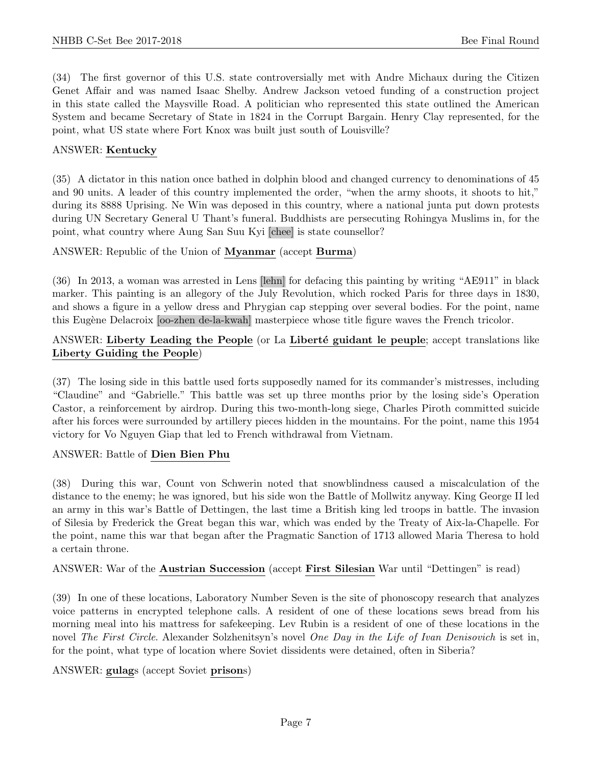(34) The first governor of this U.S. state controversially met with Andre Michaux during the Citizen Genet Affair and was named Isaac Shelby. Andrew Jackson vetoed funding of a construction project in this state called the Maysville Road. A politician who represented this state outlined the American System and became Secretary of State in 1824 in the Corrupt Bargain. Henry Clay represented, for the point, what US state where Fort Knox was built just south of Louisville?

ANSWER: **Kentucky**

(35) A dictator in this nation once bathed in dolphin blood and changed currency to denominations of 45 and 90 units. A leader of this country implemented the order, "when the army shoots, it shoots to hit," during its 8888 Uprising. Ne Win was deposed in this country, where a national junta put down protests during UN Secretary General U Thant's funeral. Buddhists are persecuting Rohingya Muslims in, for the point, what country where Aung San Suu Kyi [chee] is state counsellor?

ANSWER: Republic of the Union of **Myanmar** (accept **Burma**)

(36) In 2013, a woman was arrested in Lens [lehn] for defacing this painting by writing "AE911" in black marker. This painting is an allegory of the July Revolution, which rocked Paris for three days in 1830, and shows a figure in a yellow dress and Phrygian cap stepping over several bodies. For the point, name this Eugène Delacroix [oo-zhen de-la-kwah] masterpiece whose title figure waves the French tricolor.

ANSWER: **Liberty Leading the People** (or La **Liberté guidant le peuple**; accept translations like **Liberty Guiding the People**)

(37) The losing side in this battle used forts supposedly named for its commander's mistresses, including "Claudine" and "Gabrielle." This battle was set up three months prior by the losing side's Operation Castor, a reinforcement by airdrop. During this two-month-long siege, Charles Piroth committed suicide after his forces were surrounded by artillery pieces hidden in the mountains. For the point, name this 1954 victory for Vo Nguyen Giap that led to French withdrawal from Vietnam.

ANSWER: Battle of **Dien Bien Phu**

(38) During this war, Count von Schwerin noted that snowblindness caused a miscalculation of the distance to the enemy; he was ignored, but his side won the Battle of Mollwitz anyway. King George II led an army in this war's Battle of Dettingen, the last time a British king led troops in battle. The invasion of Silesia by Frederick the Great began this war, which was ended by the Treaty of Aix-la-Chapelle. For the point, name this war that began after the Pragmatic Sanction of 1713 allowed Maria Theresa to hold a certain throne.

ANSWER: War of the **Austrian Succession** (accept **First Silesian** War until "Dettingen" is read)

(39) In one of these locations, Laboratory Number Seven is the site of phonoscopy research that analyzes voice patterns in encrypted telephone calls. A resident of one of these locations sews bread from his morning meal into his mattress for safekeeping. Lev Rubin is a resident of one of these locations in the novel *The First Circle*. Alexander Solzhenitsyn's novel *One Day in the Life of Ivan Denisovich* is set in, for the point, what type of location where Soviet dissidents were detained, often in Siberia?

ANSWER: **gulag**s (accept Soviet **prison**s)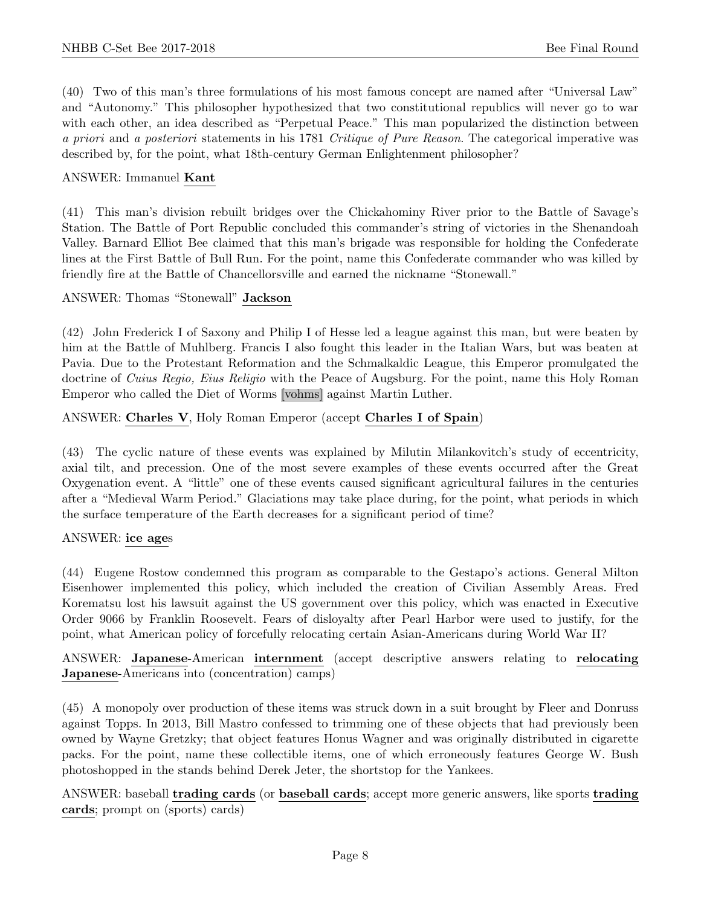(40) Two of this man's three formulations of his most famous concept are named after "Universal Law" and "Autonomy." This philosopher hypothesized that two constitutional republics will never go to war with each other, an idea described as "Perpetual Peace." This man popularized the distinction between *a priori* and *a posteriori* statements in his 1781 *Critique of Pure Reason*. The categorical imperative was described by, for the point, what 18th-century German Enlightenment philosopher?

ANSWER: Immanuel **Kant**

(41) This man's division rebuilt bridges over the Chickahominy River prior to the Battle of Savage's Station. The Battle of Port Republic concluded this commander's string of victories in the Shenandoah Valley. Barnard Elliot Bee claimed that this man's brigade was responsible for holding the Confederate lines at the First Battle of Bull Run. For the point, name this Confederate commander who was killed by friendly fire at the Battle of Chancellorsville and earned the nickname "Stonewall."

ANSWER: Thomas "Stonewall" **Jackson**

(42) John Frederick I of Saxony and Philip I of Hesse led a league against this man, but were beaten by him at the Battle of Muhlberg. Francis I also fought this leader in the Italian Wars, but was beaten at Pavia. Due to the Protestant Reformation and the Schmalkaldic League, this Emperor promulgated the doctrine of *Cuius Regio, Eius Religio* with the Peace of Augsburg. For the point, name this Holy Roman Emperor who called the Diet of Worms [vohms] against Martin Luther.

ANSWER: **Charles V**, Holy Roman Emperor (accept **Charles I of Spain**)

(43) The cyclic nature of these events was explained by Milutin Milankovitch's study of eccentricity, axial tilt, and precession. One of the most severe examples of these events occurred after the Great Oxygenation event. A "little" one of these events caused significant agricultural failures in the centuries after a "Medieval Warm Period." Glaciations may take place during, for the point, what periods in which the surface temperature of the Earth decreases for a significant period of time?

ANSWER: **ice age**s

(44) Eugene Rostow condemned this program as comparable to the Gestapo's actions. General Milton Eisenhower implemented this policy, which included the creation of Civilian Assembly Areas. Fred Korematsu lost his lawsuit against the US government over this policy, which was enacted in Executive Order 9066 by Franklin Roosevelt. Fears of disloyalty after Pearl Harbor were used to justify, for the point, what American policy of forcefully relocating certain Asian-Americans during World War II?

ANSWER: **Japanese**-American **internment** (accept descriptive answers relating to **relocating Japanese**-Americans into (concentration) camps)

(45) A monopoly over production of these items was struck down in a suit brought by Fleer and Donruss against Topps. In 2013, Bill Mastro confessed to trimming one of these objects that had previously been owned by Wayne Gretzky; that object features Honus Wagner and was originally distributed in cigarette packs. For the point, name these collectible items, one of which erroneously features George W. Bush photoshopped in the stands behind Derek Jeter, the shortstop for the Yankees.

ANSWER: baseball **trading cards** (or **baseball cards**; accept more generic answers, like sports **trading cards**; prompt on (sports) cards)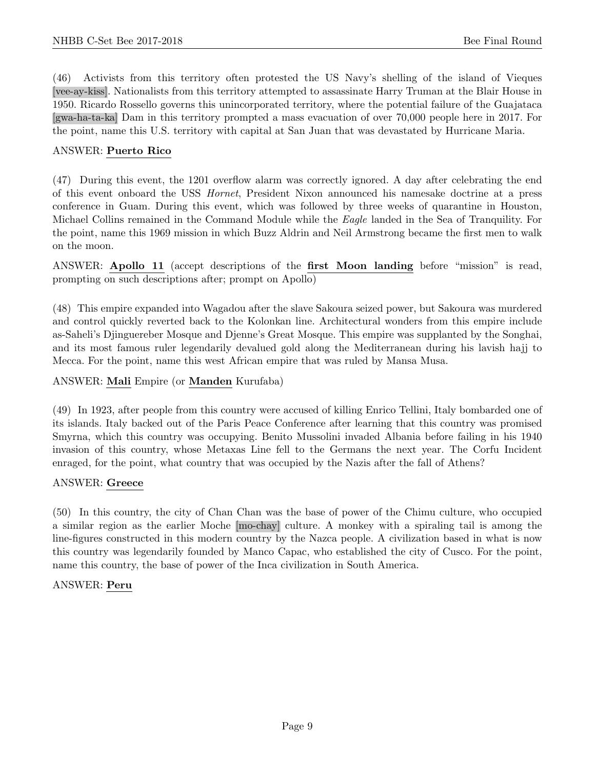(46) Activists from this territory often protested the US Navy's shelling of the island of Vieques [vee-ay-kiss]. Nationalists from this territory attempted to assassinate Harry Truman at the Blair House in 1950. Ricardo Rossello governs this unincorporated territory, where the potential failure of the Guajataca [gwa-ha-ta-ka] Dam in this territory prompted a mass evacuation of over 70,000 people here in 2017. For the point, name this U.S. territory with capital at San Juan that was devastated by Hurricane Maria.

ANSWER: **Puerto Rico**

(47) During this event, the 1201 overflow alarm was correctly ignored. A day after celebrating the end of this event onboard the USS *Hornet*, President Nixon announced his namesake doctrine at a press conference in Guam. During this event, which was followed by three weeks of quarantine in Houston, Michael Collins remained in the Command Module while the *Eagle* landed in the Sea of Tranquility. For the point, name this 1969 mission in which Buzz Aldrin and Neil Armstrong became the first men to walk on the moon.

ANSWER: **Apollo 11** (accept descriptions of the **first Moon landing** before "mission" is read, prompting on such descriptions after; prompt on Apollo)

(48) This empire expanded into Wagadou after the slave Sakoura seized power, but Sakoura was murdered and control quickly reverted back to the Kolonkan line. Architectural wonders from this empire include as-Saheli's Djinguereber Mosque and Djenne's Great Mosque. This empire was supplanted by the Songhai, and its most famous ruler legendarily devalued gold along the Mediterranean during his lavish hajj to Mecca. For the point, name this west African empire that was ruled by Mansa Musa.

ANSWER: **Mali** Empire (or **Manden** Kurufaba)

(49) In 1923, after people from this country were accused of killing Enrico Tellini, Italy bombarded one of its islands. Italy backed out of the Paris Peace Conference after learning that this country was promised Smyrna, which this country was occupying. Benito Mussolini invaded Albania before failing in his 1940 invasion of this country, whose Metaxas Line fell to the Germans the next year. The Corfu Incident enraged, for the point, what country that was occupied by the Nazis after the fall of Athens?

ANSWER: **Greece**

(50) In this country, the city of Chan Chan was the base of power of the Chimu culture, who occupied a similar region as the earlier Moche [mo-chay] culture. A monkey with a spiraling tail is among the line-figures constructed in this modern country by the Nazca people. A civilization based in what is now this country was legendarily founded by Manco Capac, who established the city of Cusco. For the point, name this country, the base of power of the Inca civilization in South America.

ANSWER: **Peru**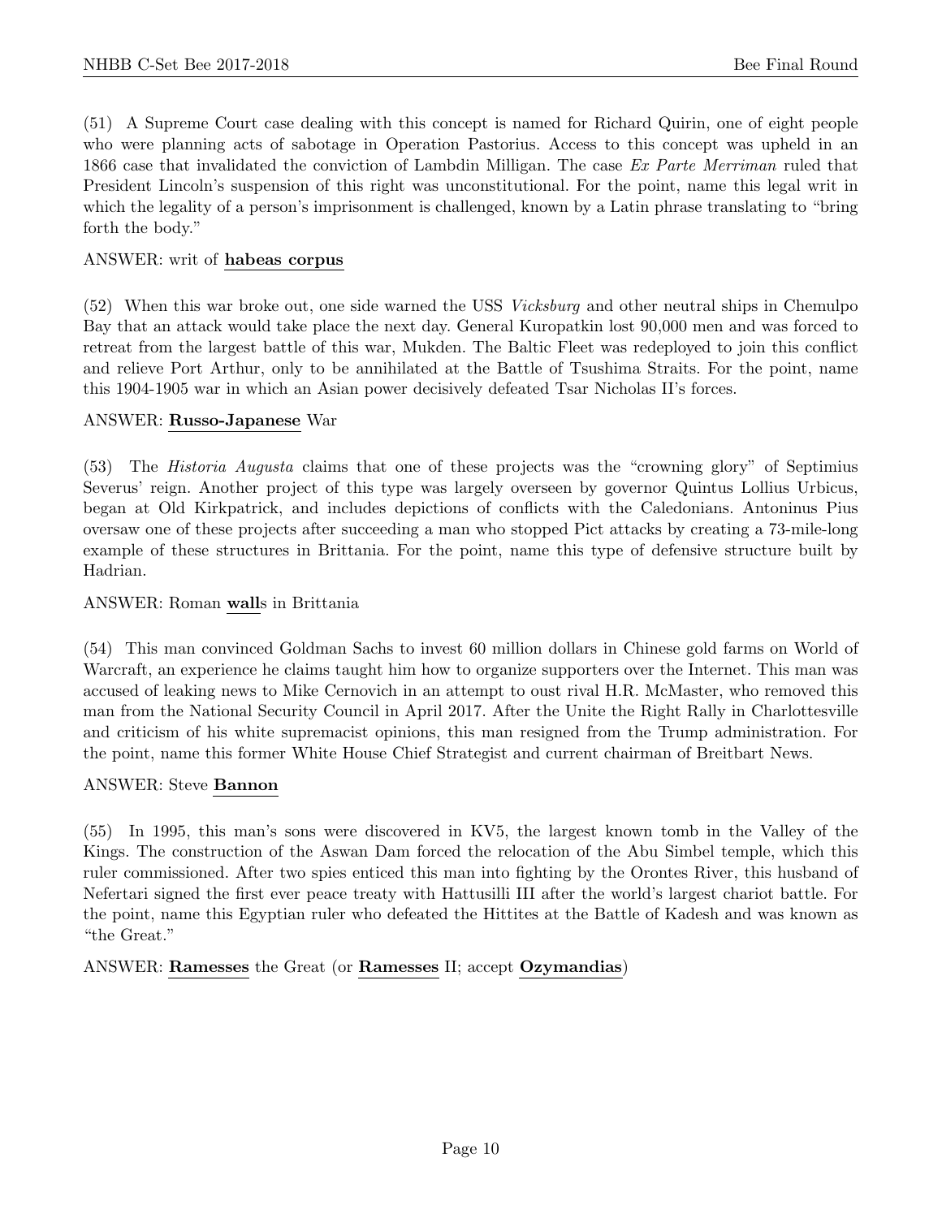(51) A Supreme Court case dealing with this concept is named for Richard Quirin, one of eight people who were planning acts of sabotage in Operation Pastorius. Access to this concept was upheld in an 1866 case that invalidated the conviction of Lambdin Milligan. The case *Ex Parte Merriman* ruled that President Lincoln's suspension of this right was unconstitutional. For the point, name this legal writ in which the legality of a person's imprisonment is challenged, known by a Latin phrase translating to "bring forth the body."

ANSWER: writ of **habeas corpus**

(52) When this war broke out, one side warned the USS *Vicksburg* and other neutral ships in Chemulpo Bay that an attack would take place the next day. General Kuropatkin lost 90,000 men and was forced to retreat from the largest battle of this war, Mukden. The Baltic Fleet was redeployed to join this conflict and relieve Port Arthur, only to be annihilated at the Battle of Tsushima Straits. For the point, name this 1904-1905 war in which an Asian power decisively defeated Tsar Nicholas II's forces.

ANSWER: **Russo-Japanese** War

(53) The *Historia Augusta* claims that one of these projects was the "crowning glory" of Septimius Severus' reign. Another project of this type was largely overseen by governor Quintus Lollius Urbicus, began at Old Kirkpatrick, and includes depictions of conflicts with the Caledonians. Antoninus Pius oversaw one of these projects after succeeding a man who stopped Pict attacks by creating a 73-mile-long example of these structures in Brittania. For the point, name this type of defensive structure built by Hadrian.

ANSWER: Roman **wall**s in Brittania

(54) This man convinced Goldman Sachs to invest 60 million dollars in Chinese gold farms on World of Warcraft, an experience he claims taught him how to organize supporters over the Internet. This man was accused of leaking news to Mike Cernovich in an attempt to oust rival H.R. McMaster, who removed this man from the National Security Council in April 2017. After the Unite the Right Rally in Charlottesville and criticism of his white supremacist opinions, this man resigned from the Trump administration. For the point, name this former White House Chief Strategist and current chairman of Breitbart News.

ANSWER: Steve **Bannon**

(55) In 1995, this man's sons were discovered in KV5, the largest known tomb in the Valley of the Kings. The construction of the Aswan Dam forced the relocation of the Abu Simbel temple, which this ruler commissioned. After two spies enticed this man into fighting by the Orontes River, this husband of Nefertari signed the first ever peace treaty with Hattusilli III after the world's largest chariot battle. For the point, name this Egyptian ruler who defeated the Hittites at the Battle of Kadesh and was known as "the Great."

ANSWER: **Ramesses** the Great (or **Ramesses** II; accept **Ozymandias**)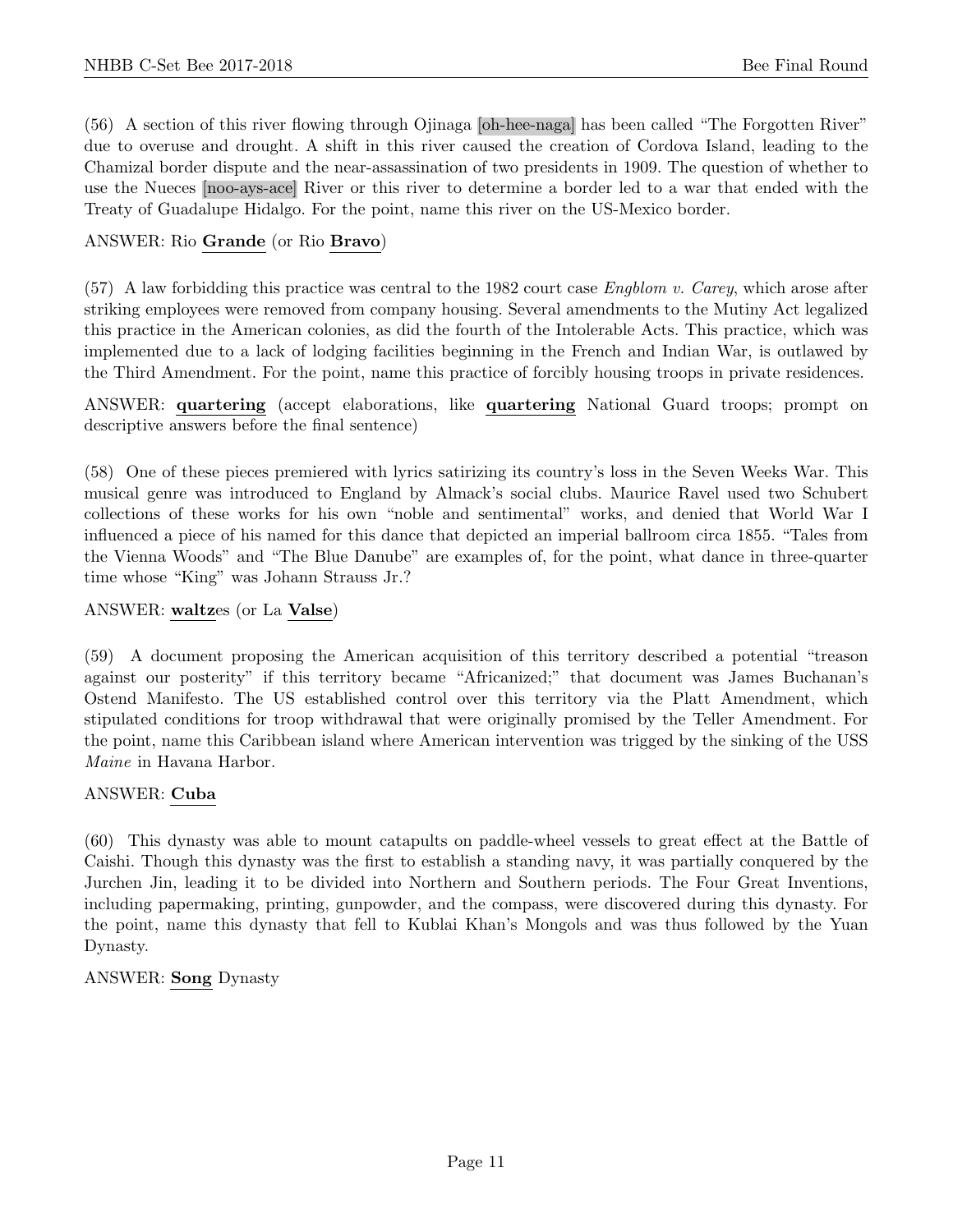(56) A section of this river flowing through Ojinaga [oh-hee-naga] has been called "The Forgotten River" due to overuse and drought. A shift in this river caused the creation of Cordova Island, leading to the Chamizal border dispute and the near-assassination of two presidents in 1909. The question of whether to use the Nueces [noo-ays-ace] River or this river to determine a border led to a war that ended with the Treaty of Guadalupe Hidalgo. For the point, name this river on the US-Mexico border.

ANSWER: Rio **Grande** (or Rio **Bravo**)

(57) A law forbidding this practice was central to the 1982 court case *Engblom v. Carey*, which arose after striking employees were removed from company housing. Several amendments to the Mutiny Act legalized this practice in the American colonies, as did the fourth of the Intolerable Acts. This practice, which was implemented due to a lack of lodging facilities beginning in the French and Indian War, is outlawed by the Third Amendment. For the point, name this practice of forcibly housing troops in private residences.

ANSWER: **quartering** (accept elaborations, like **quartering** National Guard troops; prompt on descriptive answers before the final sentence)

(58) One of these pieces premiered with lyrics satirizing its country's loss in the Seven Weeks War. This musical genre was introduced to England by Almack's social clubs. Maurice Ravel used two Schubert collections of these works for his own "noble and sentimental" works, and denied that World War I influenced a piece of his named for this dance that depicted an imperial ballroom circa 1855. "Tales from the Vienna Woods" and "The Blue Danube" are examples of, for the point, what dance in three-quarter time whose "King" was Johann Strauss Jr.?

ANSWER: **waltz**es (or La **Valse**)

(59) A document proposing the American acquisition of this territory described a potential "treason against our posterity" if this territory became "Africanized;" that document was James Buchanan's Ostend Manifesto. The US established control over this territory via the Platt Amendment, which stipulated conditions for troop withdrawal that were originally promised by the Teller Amendment. For the point, name this Caribbean island where American intervention was trigged by the sinking of the USS *Maine* in Havana Harbor.

ANSWER: **Cuba**

(60) This dynasty was able to mount catapults on paddle-wheel vessels to great effect at the Battle of Caishi. Though this dynasty was the first to establish a standing navy, it was partially conquered by the Jurchen Jin, leading it to be divided into Northern and Southern periods. The Four Great Inventions, including papermaking, printing, gunpowder, and the compass, were discovered during this dynasty. For the point, name this dynasty that fell to Kublai Khan's Mongols and was thus followed by the Yuan Dynasty.

ANSWER: **Song** Dynasty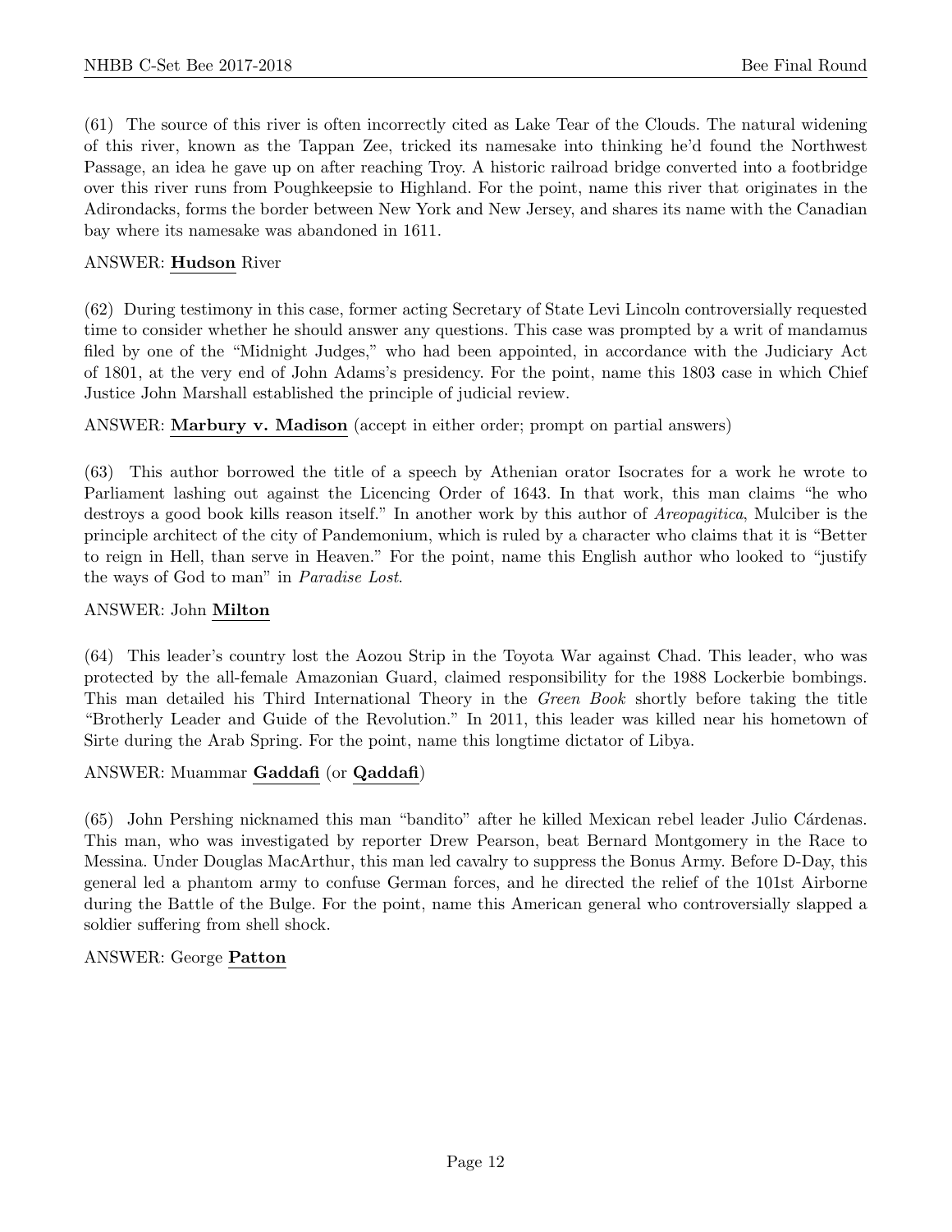(61) The source of this river is often incorrectly cited as Lake Tear of the Clouds. The natural widening of this river, known as the Tappan Zee, tricked its namesake into thinking he'd found the Northwest Passage, an idea he gave up on after reaching Troy. A historic railroad bridge converted into a footbridge over this river runs from Poughkeepsie to Highland. For the point, name this river that originates in the Adirondacks, forms the border between New York and New Jersey, and shares its name with the Canadian bay where its namesake was abandoned in 1611.

ANSWER: **Hudson** River

(62) During testimony in this case, former acting Secretary of State Levi Lincoln controversially requested time to consider whether he should answer any questions. This case was prompted by a writ of mandamus filed by one of the "Midnight Judges," who had been appointed, in accordance with the Judiciary Act of 1801, at the very end of John Adams's presidency. For the point, name this 1803 case in which Chief Justice John Marshall established the principle of judicial review.

ANSWER: **Marbury v. Madison** (accept in either order; prompt on partial answers)

(63) This author borrowed the title of a speech by Athenian orator Isocrates for a work he wrote to Parliament lashing out against the Licencing Order of 1643. In that work, this man claims "he who destroys a good book kills reason itself." In another work by this author of *Areopagitica*, Mulciber is the principle architect of the city of Pandemonium, which is ruled by a character who claims that it is "Better to reign in Hell, than serve in Heaven." For the point, name this English author who looked to "justify the ways of God to man" in *Paradise Lost*.

ANSWER: John **Milton**

(64) This leader's country lost the Aozou Strip in the Toyota War against Chad. This leader, who was protected by the all-female Amazonian Guard, claimed responsibility for the 1988 Lockerbie bombings. This man detailed his Third International Theory in the *Green Book* shortly before taking the title "Brotherly Leader and Guide of the Revolution." In 2011, this leader was killed near his hometown of Sirte during the Arab Spring. For the point, name this longtime dictator of Libya.

ANSWER: Muammar **Gaddafi** (or **Qaddafi**)

(65) John Pershing nicknamed this man "bandito" after he killed Mexican rebel leader Julio Cárdenas. This man, who was investigated by reporter Drew Pearson, beat Bernard Montgomery in the Race to Messina. Under Douglas MacArthur, this man led cavalry to suppress the Bonus Army. Before D-Day, this general led a phantom army to confuse German forces, and he directed the relief of the 101st Airborne during the Battle of the Bulge. For the point, name this American general who controversially slapped a soldier suffering from shell shock.

ANSWER: George **Patton**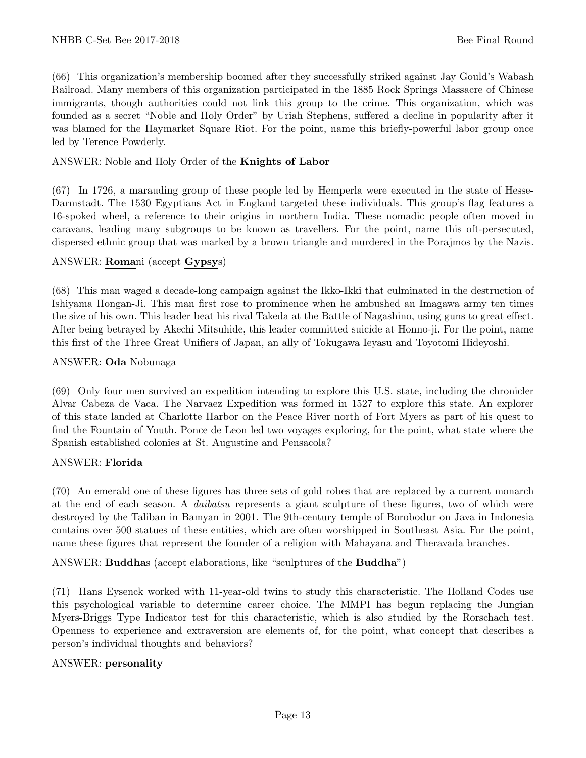(66) This organization's membership boomed after they successfully striked against Jay Gould's Wabash Railroad. Many members of this organization participated in the 1885 Rock Springs Massacre of Chinese immigrants, though authorities could not link this group to the crime. This organization, which was founded as a secret "Noble and Holy Order" by Uriah Stephens, suffered a decline in popularity after it was blamed for the Haymarket Square Riot. For the point, name this briefly-powerful labor group once led by Terence Powderly.

ANSWER: Noble and Holy Order of the **Knights of Labor**

(67) In 1726, a marauding group of these people led by Hemperla were executed in the state of Hesse-Darmstadt. The 1530 Egyptians Act in England targeted these individuals. This group's flag features a 16-spoked wheel, a reference to their origins in northern India. These nomadic people often moved in caravans, leading many subgroups to be known as travellers. For the point, name this oft-persecuted, dispersed ethnic group that was marked by a brown triangle and murdered in the Porajmos by the Nazis.

ANSWER: **Roma**ni (accept **Gypsy**s)

(68) This man waged a decade-long campaign against the Ikko-Ikki that culminated in the destruction of Ishiyama Hongan-Ji. This man first rose to prominence when he ambushed an Imagawa army ten times the size of his own. This leader beat his rival Takeda at the Battle of Nagashino, using guns to great effect. After being betrayed by Akechi Mitsuhide, this leader committed suicide at Honno-ji. For the point, name this first of the Three Great Unifiers of Japan, an ally of Tokugawa Ieyasu and Toyotomi Hideyoshi.

ANSWER: **Oda** Nobunaga

(69) Only four men survived an expedition intending to explore this U.S. state, including the chronicler Alvar Cabeza de Vaca. The Narvaez Expedition was formed in 1527 to explore this state. An explorer of this state landed at Charlotte Harbor on the Peace River north of Fort Myers as part of his quest to find the Fountain of Youth. Ponce de Leon led two voyages exploring, for the point, what state where the Spanish established colonies at St. Augustine and Pensacola?

ANSWER: **Florida**

(70) An emerald one of these figures has three sets of gold robes that are replaced by a current monarch at the end of each season. A *daibatsu* represents a giant sculpture of these figures, two of which were destroyed by the Taliban in Bamyan in 2001. The 9th-century temple of Borobodur on Java in Indonesia contains over 500 statues of these entities, which are often worshipped in Southeast Asia. For the point, name these figures that represent the founder of a religion with Mahayana and Theravada branches.

ANSWER: **Buddha**s (accept elaborations, like "sculptures of the **Buddha**")

(71) Hans Eysenck worked with 11-year-old twins to study this characteristic. The Holland Codes use this psychological variable to determine career choice. The MMPI has begun replacing the Jungian Myers-Briggs Type Indicator test for this characteristic, which is also studied by the Rorschach test. Openness to experience and extraversion are elements of, for the point, what concept that describes a person's individual thoughts and behaviors?

ANSWER: **personality**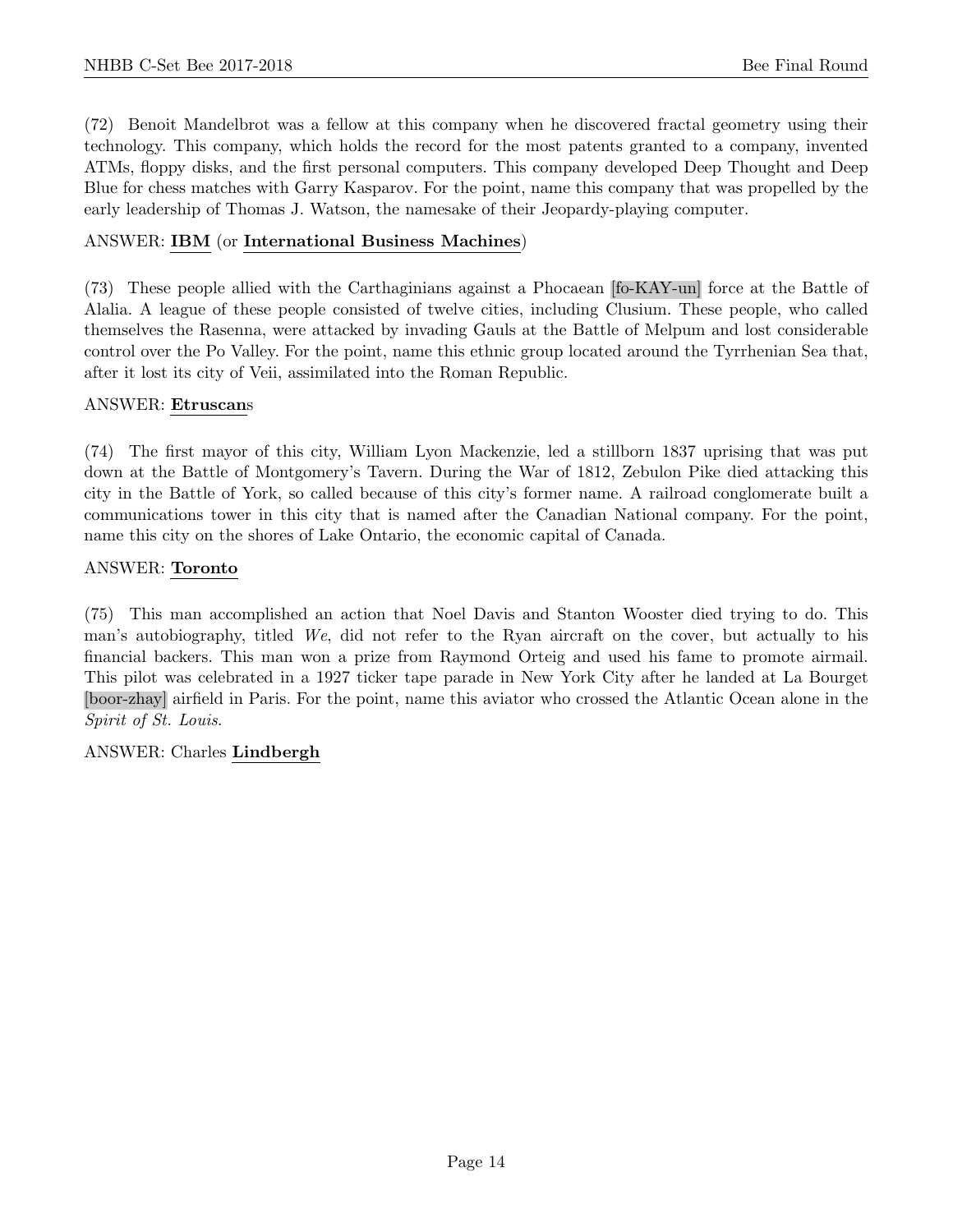(72) Benoit Mandelbrot was a fellow at this company when he discovered fractal geometry using their technology. This company, which holds the record for the most patents granted to a company, invented ATMs, floppy disks, and the first personal computers. This company developed Deep Thought and Deep Blue for chess matches with Garry Kasparov. For the point, name this company that was propelled by the early leadership of Thomas J. Watson, the namesake of their Jeopardy-playing computer.

ANSWER: **IBM** (or **International Business Machines**)

(73) These people allied with the Carthaginians against a Phocaean [fo-KAY-un] force at the Battle of Alalia. A league of these people consisted of twelve cities, including Clusium. These people, who called themselves the Rasenna, were attacked by invading Gauls at the Battle of Melpum and lost considerable control over the Po Valley. For the point, name this ethnic group located around the Tyrrhenian Sea that, after it lost its city of Veii, assimilated into the Roman Republic.

ANSWER: **Etruscan**s

(74) The first mayor of this city, William Lyon Mackenzie, led a stillborn 1837 uprising that was put down at the Battle of Montgomery's Tavern. During the War of 1812, Zebulon Pike died attacking this city in the Battle of York, so called because of this city's former name. A railroad conglomerate built a communications tower in this city that is named after the Canadian National company. For the point, name this city on the shores of Lake Ontario, the economic capital of Canada.

ANSWER: **Toronto**

(75) This man accomplished an action that Noel Davis and Stanton Wooster died trying to do. This man's autobiography, titled *We*, did not refer to the Ryan aircraft on the cover, but actually to his financial backers. This man won a prize from Raymond Orteig and used his fame to promote airmail. This pilot was celebrated in a 1927 ticker tape parade in New York City after he landed at La Bourget [boor-zhay] airfield in Paris. For the point, name this aviator who crossed the Atlantic Ocean alone in the *Spirit of St. Louis*.

ANSWER: Charles **Lindbergh**